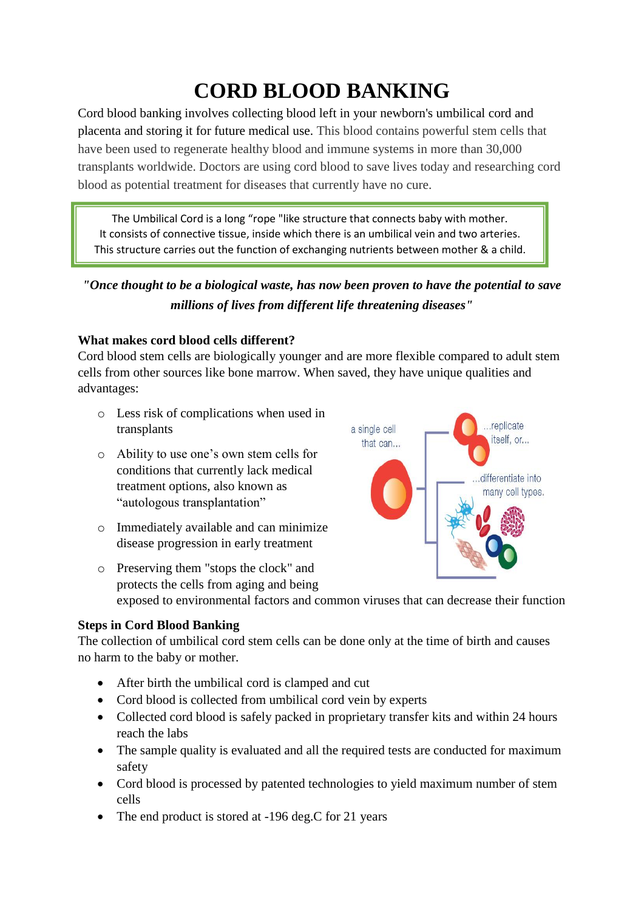# CORD BLOOD BANKING

Cord blood banking involves collecting blood left in your newborn's umbilical cord and placenta and storing it for future medical use. This blood contains powerful stem cells that have been used to regenerate healthy blood and immune systems in more than 30,000 transplants worldwide. Doctors are using cord blood to save lives today and researching cord blood as potential treatment for diseases that currently have no cure.

> The Umbilical Cord is a long "rope "like structure that connects baby with mother.
> It consists of connective tissue, inside which there is an umbilical vein and two arteries.
> This structure carries out the function of exchanging nutrients between mother & a child.

***"Once thought to be a biological waste, has now been proven to have the potential to save millions of lives from different life threatening diseases"***

**What makes cord blood cells different?**

Cord blood stem cells are biologically younger and are more flexible compared to adult stem cells from other sources like bone marrow. When saved, they have unique qualities and advantages:

- Less risk of complications when used in transplants
- Ability to use one's own stem cells for conditions that currently lack medical treatment options, also known as "autologous transplantation"
- Immediately available and can minimize disease progression in early treatment
- Preserving them "stops the clock" and protects the cells from aging and being exposed to environmental factors and common viruses that can decrease their function

a single cell that can... ...replicate itself, or... ...differentiate into many cell types.

**Steps in Cord Blood Banking**

The collection of umbilical cord stem cells can be done only at the time of birth and causes no harm to the baby or mother.

- After birth the umbilical cord is clamped and cut
- Cord blood is collected from umbilical cord vein by experts
- Collected cord blood is safely packed in proprietary transfer kits and within 24 hours reach the labs
- The sample quality is evaluated and all the required tests are conducted for maximum safety
- Cord blood is processed by patented technologies to yield maximum number of stem cells
- The end product is stored at -196 deg.C for 21 years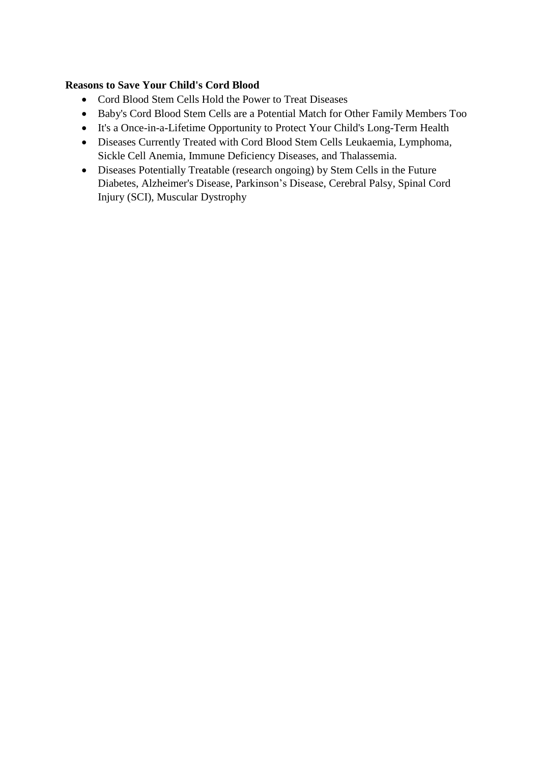**Reasons to Save Your Child's Cord Blood**

- Cord Blood Stem Cells Hold the Power to Treat Diseases
- Baby's Cord Blood Stem Cells are a Potential Match for Other Family Members Too
- It's a Once-in-a-Lifetime Opportunity to Protect Your Child's Long-Term Health
- Diseases Currently Treated with Cord Blood Stem Cells Leukaemia, Lymphoma, Sickle Cell Anemia, Immune Deficiency Diseases, and Thalassemia.
- Diseases Potentially Treatable (research ongoing) by Stem Cells in the Future Diabetes, Alzheimer's Disease, Parkinson’s Disease, Cerebral Palsy, Spinal Cord Injury (SCI), Muscular Dystrophy